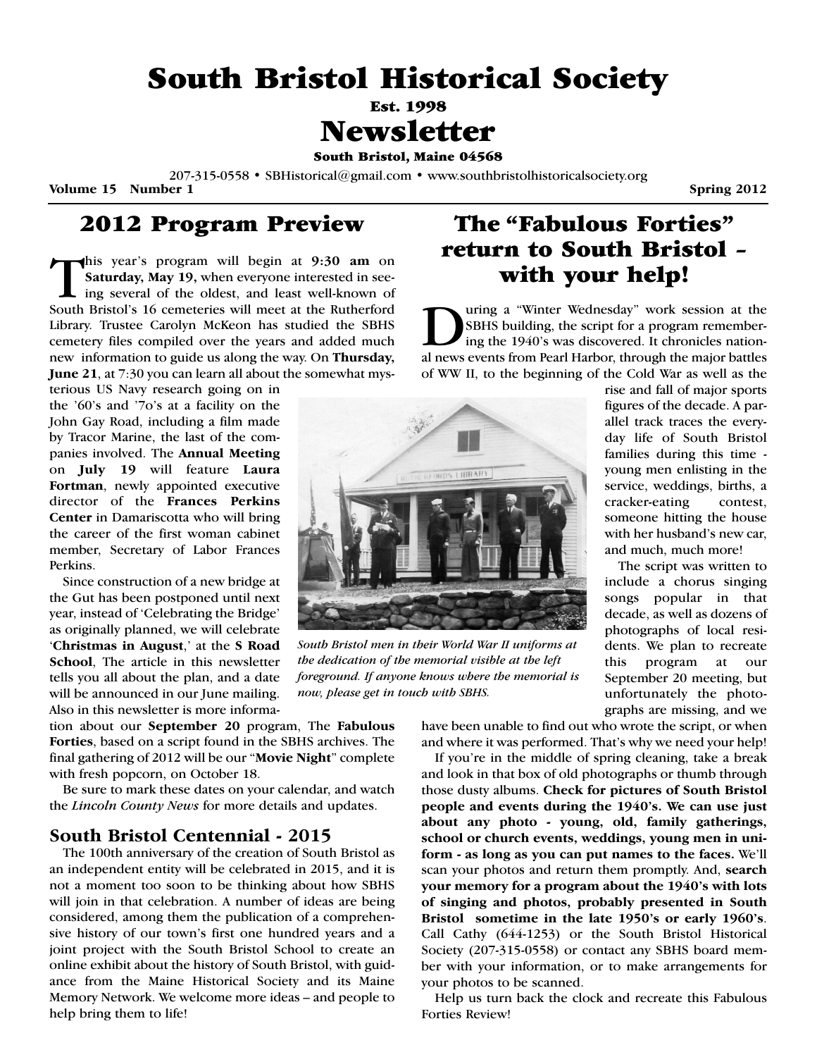# South Bristol Historical Society

Est. 1998

# Newsletter

South Bristol, Maine 04568

207-315-0558 • SBHistorical@gmail.com • www.southbristolhistoricalsociety.org

Volume 15 Number 1 Spring 2012

## 2012 Program Preview

This year's program will begin at **9:30 am** on **Saturday, May 19,** when everyone interested in seeing several of the oldest, and least well-known of South Bristol's 16 cemeteries will meet at the Rutherford Library. Trustee Carolyn McKeon has studied the SBHS cemetery files compiled over the years and added much new information to guide us along the way. On **Thursday, June 21**, at 7:30 you can learn all about the somewhat mysterious US Navy research going on in the '60's and '7o's at a facility on the John Gay Road, including a film made by Tracor Marine, the last of the companies involved. The **Annual Meeting** on **July 19** will feature **Laura Fortman**, newly appointed executive director of the **Frances Perkins Center** in Damariscotta who will bring the career of the first woman cabinet member, Secretary of Labor Frances Perkins.

Since construction of a new bridge at the Gut has been postponed until next year, instead of 'Celebrating the Bridge' as originally planned, we will celebrate '**Christmas in August**,' at the **S Road School**, The article in this newsletter tells you all about the plan, and a date will be announced in our June mailing. Also in this newsletter is more information about our **September 20** program, The **Fabulous Forties**, based on a script found in the SBHS archives. The final gathering of 2012 will be our "**Movie Night**" complete with fresh popcorn, on October 18.

Be sure to mark these dates on your calendar, and watch the *Lincoln County News* for more details and updates.

### South Bristol Centennial - 2015

The 100th anniversary of the creation of South Bristol as an independent entity will be celebrated in 2015, and it is not a moment too soon to be thinking about how SBHS will join in that celebration. A number of ideas are being considered, among them the publication of a comprehensive history of our town's first one hundred years and a joint project with the South Bristol School to create an online exhibit about the history of South Bristol, with guidance from the Maine Historical Society and its Maine Memory Network. We welcome more ideas – and people to help bring them to life!

## The "Fabulous Forties" return to South Bristol – with your help!

During a "Winter Wednesday" work session at the SBHS building, the script for a program remembering the 1940's was discovered. It chronicles national news events from Pearl Harbor, through the major battles of WW II, to the beginning of the Cold War as well as the rise and fall of major sports figures of the decade. A parallel track traces the everyday life of South Bristol families during this time - young men enlisting in the service, weddings, births, a cracker-eating contest, someone hitting the house with her husband's new car, and much, much more!

*South Bristol men in their World War II uniforms at the dedication of the memorial visible at the left foreground. If anyone knows where the memorial is now, please get in touch with SBHS.*

The script was written to include a chorus singing songs popular in that decade, as well as dozens of photographs of local residents. We plan to recreate this program at our September 20 meeting, but unfortunately the photographs are missing, and we have been unable to find out who wrote the script, or when and where it was performed. That's why we need your help!

If you're in the middle of spring cleaning, take a break and look in that box of old photographs or thumb through those dusty albums. **Check for pictures of South Bristol people and events during the 1940's. We can use just about any photo - young, old, family gatherings, school or church events, weddings, young men in uniform - as long as you can put names to the faces.** We'll scan your photos and return them promptly. And, **search your memory for a program about the 1940's with lots of singing and photos, probably presented in South Bristol sometime in the late 1950's or early 1960's**. Call Cathy (644-1253) or the South Bristol Historical Society (207-315-0558) or contact any SBHS board member with your information, or to make arrangements for your photos to be scanned.

Help us turn back the clock and recreate this Fabulous Forties Review!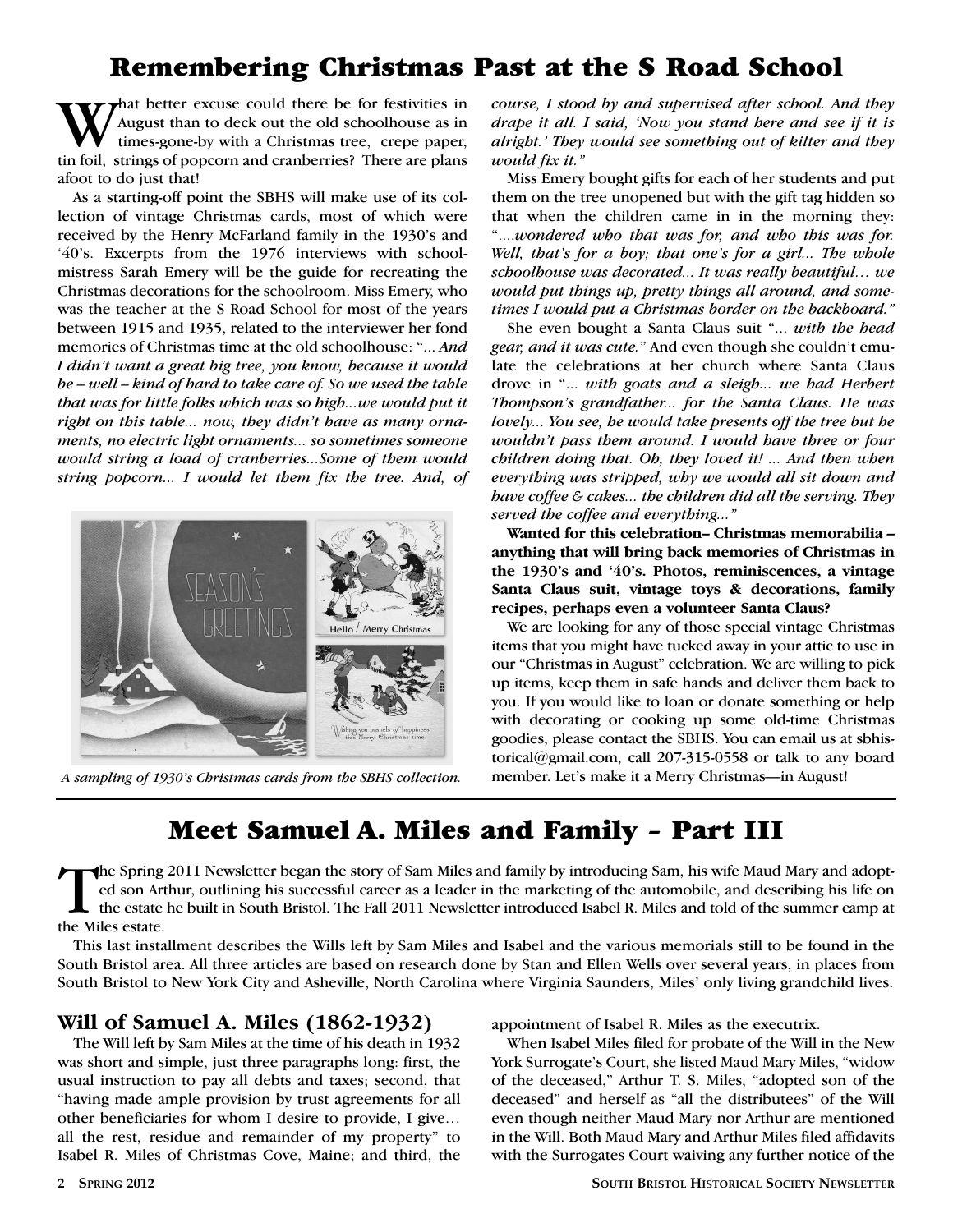# Remembering Christmas Past at the S Road School

What better excuse could there be for festivities in August than to deck out the old schoolhouse as in times-gone-by with a Christmas tree, crepe paper, tin foil, strings of popcorn and cranberries? There are plans afoot to do just that!

As a starting-off point the SBHS will make use of its collection of vintage Christmas cards, most of which were received by the Henry McFarland family in the 1930's and '40's. Excerpts from the 1976 interviews with schoolmistress Sarah Emery will be the guide for recreating the Christmas decorations for the schoolroom. Miss Emery, who was the teacher at the S Road School for most of the years between 1915 and 1935, related to the interviewer her fond memories of Christmas time at the old schoolhouse: "*... And I didn't want a great big tree, you know, because it would be – well – kind of hard to take care of. So we used the table that was for little folks which was so high...we would put it right on this table... now, they didn't have as many ornaments, no electric light ornaments... so sometimes someone would string a load of cranberries...Some of them would string popcorn... I would let them fix the tree. And, of course, I stood by and supervised after school. And they drape it all. I said, 'Now you stand here and see if it is alright.' They would see something out of kilter and they would fix it.*"

*A sampling of 1930's Christmas cards from the SBHS collection.*

Miss Emery bought gifts for each of her students and put them on the tree unopened but with the gift tag hidden so that when the children came in in the morning they: "*....wondered who that was for, and who this was for. Well, that's for a boy; that one's for a girl... The whole schoolhouse was decorated... It was really beautiful… we would put things up, pretty things all around, and sometimes I would put a Christmas border on the backboard.*"

She even bought a Santa Claus suit "*... with the head gear, and it was cute.*" And even though she couldn't emulate the celebrations at her church where Santa Claus drove in "*... with goats and a sleigh... we had Herbert Thompson's grandfather... for the Santa Claus. He was lovely... You see, he would take presents off the tree but he wouldn't pass them around. I would have three or four children doing that. Oh, they loved it! ... And then when everything was stripped, why we would all sit down and have coffee & cakes... the children did all the serving. They served the coffee and everything...*"

**Wanted for this celebration– Christmas memorabilia – anything that will bring back memories of Christmas in the 1930's and '40's. Photos, reminiscences, a vintage Santa Claus suit, vintage toys & decorations, family recipes, perhaps even a volunteer Santa Claus?**

We are looking for any of those special vintage Christmas items that you might have tucked away in your attic to use in our "Christmas in August" celebration. We are willing to pick up items, keep them in safe hands and deliver them back to you. If you would like to loan or donate something or help with decorating or cooking up some old-time Christmas goodies, please contact the SBHS. You can email us at sbhistorical@gmail.com, call 207-315-0558 or talk to any board member. Let's make it a Merry Christmas—in August!

# Meet Samuel A. Miles and Family – Part III

The Spring 2011 Newsletter began the story of Sam Miles and family by introducing Sam, his wife Maud Mary and adopted son Arthur, outlining his successful career as a leader in the marketing of the automobile, and describing his life on the estate he built in South Bristol. The Fall 2011 Newsletter introduced Isabel R. Miles and told of the summer camp at the Miles estate.

This last installment describes the Wills left by Sam Miles and Isabel and the various memorials still to be found in the South Bristol area. All three articles are based on research done by Stan and Ellen Wells over several years, in places from South Bristol to New York City and Asheville, North Carolina where Virginia Saunders, Miles' only living grandchild lives.

## Will of Samuel A. Miles (1862-1932)

The Will left by Sam Miles at the time of his death in 1932 was short and simple, just three paragraphs long: first, the usual instruction to pay all debts and taxes; second, that "having made ample provision by trust agreements for all other beneficiaries for whom I desire to provide, I give… all the rest, residue and remainder of my property" to Isabel R. Miles of Christmas Cove, Maine; and third, the appointment of Isabel R. Miles as the executrix.

When Isabel Miles filed for probate of the Will in the New York Surrogate's Court, she listed Maud Mary Miles, "widow of the deceased," Arthur T. S. Miles, "adopted son of the deceased" and herself as "all the distributees" of the Will even though neither Maud Mary nor Arthur are mentioned in the Will. Both Maud Mary and Arthur Miles filed affidavits with the Surrogates Court waiving any further notice of the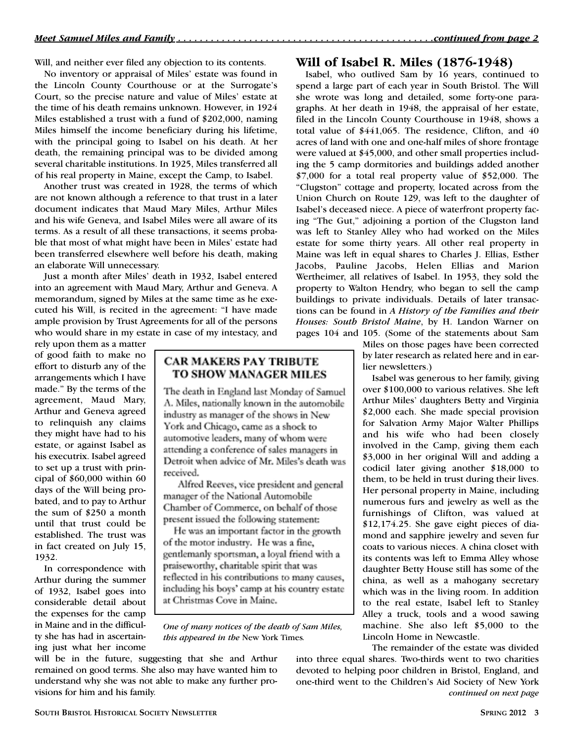Will, and neither ever filed any objection to its contents.

No inventory or appraisal of Miles' estate was found in the Lincoln County Courthouse or at the Surrogate's Court, so the precise nature and value of Miles' estate at the time of his death remains unknown. However, in 1924 Miles established a trust with a fund of $202,000, naming Miles himself the income beneficiary during his lifetime, with the principal going to Isabel on his death. At her death, the remaining principal was to be divided among several charitable institutions. In 1925, Miles transferred all of his real property in Maine, except the Camp, to Isabel.

Another trust was created in 1928, the terms of which are not known although a reference to that trust in a later document indicates that Maud Mary Miles, Arthur Miles and his wife Geneva, and Isabel Miles were all aware of its terms. As a result of all these transactions, it seems probable that most of what might have been in Miles' estate had been transferred elsewhere well before his death, making an elaborate Will unnecessary.

Just a month after Miles' death in 1932, Isabel entered into an agreement with Maud Mary, Arthur and Geneva. A memorandum, signed by Miles at the same time as he executed his Will, is recited in the agreement: "I have made ample provision by Trust Agreements for all of the persons who would share in my estate in case of my intestacy, and rely upon them as a matter of good faith to make no effort to disturb any of the arrangements which I have made." By the terms of the agreement, Maud Mary, Arthur and Geneva agreed to relinquish any claims they might have had to his estate, or against Isabel as his executrix. Isabel agreed to set up a trust with principal of $60,000 within 60 days of the Will being probated, and to pay to Arthur the sum of $250 a month until that trust could be established. The trust was in fact created on July 15, 1932.

In correspondence with Arthur during the summer of 1932, Isabel goes into considerable detail about the expenses for the camp in Maine and in the difficulty she has had in ascertaining just what her income will be in the future, suggesting that she and Arthur remained on good terms. She also may have wanted him to understand why she was not able to make any further provisions for him and his family.

**CAR MAKERS PAY TRIBUTE TO SHOW MANAGER MILES**

The death in England last Monday of Samuel A. Miles, nationally known in the automobile industry as manager of the shows in New York and Chicago, came as a shock to automotive leaders, many of whom were attending a conference of sales managers in Detroit when advice of Mr. Miles's death was received.

Alfred Reeves, vice president and general manager of the National Automobile Chamber of Commerce, on behalf of those present issued the following statement:

He was an important factor in the growth of the motor industry. He was a fine, gentlemanly sportsman, a loyal friend with a praiseworthy, charitable spirit that was reflected in his contributions to many causes, including his boys' camp at his country estate at Christmas Cove in Maine.

*One of many notices of the death of Sam Miles, this appeared in the* New York Times.

## Will of Isabel R. Miles (1876-1948)

Isabel, who outlived Sam by 16 years, continued to spend a large part of each year in South Bristol. The Will she wrote was long and detailed, some forty-one paragraphs. At her death in 1948, the appraisal of her estate, filed in the Lincoln County Courthouse in 1948, shows a total value of $441,065. The residence, Clifton, and 40 acres of land with one and one-half miles of shore frontage were valued at $45,000, and other small properties including the 5 camp dormitories and buildings added another $7,000 for a total real property value of $52,000. The "Clugston" cottage and property, located across from the Union Church on Route 129, was left to the daughter of Isabel's deceased niece. A piece of waterfront property facing "The Gut," adjoining a portion of the Clugston land was left to Stanley Alley who had worked on the Miles estate for some thirty years. All other real property in Maine was left in equal shares to Charles J. Ellias, Esther Jacobs, Pauline Jacobs, Helen Ellias and Marion Wertheimer, all relatives of Isabel. In 1953, they sold the property to Walton Hendry, who began to sell the camp buildings to private individuals. Details of later transactions can be found in *A History of the Families and their Houses: South Bristol Maine*, by H. Landon Warner on pages 104 and 105. (Some of the statements about Sam Miles on those pages have been corrected by later research as related here and in earlier newsletters.)

Isabel was generous to her family, giving over $100,000 to various relatives. She left Arthur Miles' daughters Betty and Virginia $2,000 each. She made special provision for Salvation Army Major Walter Phillips and his wife who had been closely involved in the Camp, giving them each $3,000 in her original Will and adding a codicil later giving another $18,000 to them, to be held in trust during their lives. Her personal property in Maine, including numerous furs and jewelry as well as the furnishings of Clifton, was valued at $12,174.25. She gave eight pieces of diamond and sapphire jewelry and seven fur coats to various nieces. A china closet with its contents was left to Emma Alley whose daughter Betty House still has some of the china, as well as a mahogany secretary which was in the living room. In addition to the real estate, Isabel left to Stanley Alley a truck, tools and a wood sawing machine. She also left $5,000 to the Lincoln Home in Newcastle.

The remainder of the estate was divided into three equal shares. Two-thirds went to two charities devoted to helping poor children in Bristol, England, and one-third went to the Children's Aid Society of New York

*continued on next page*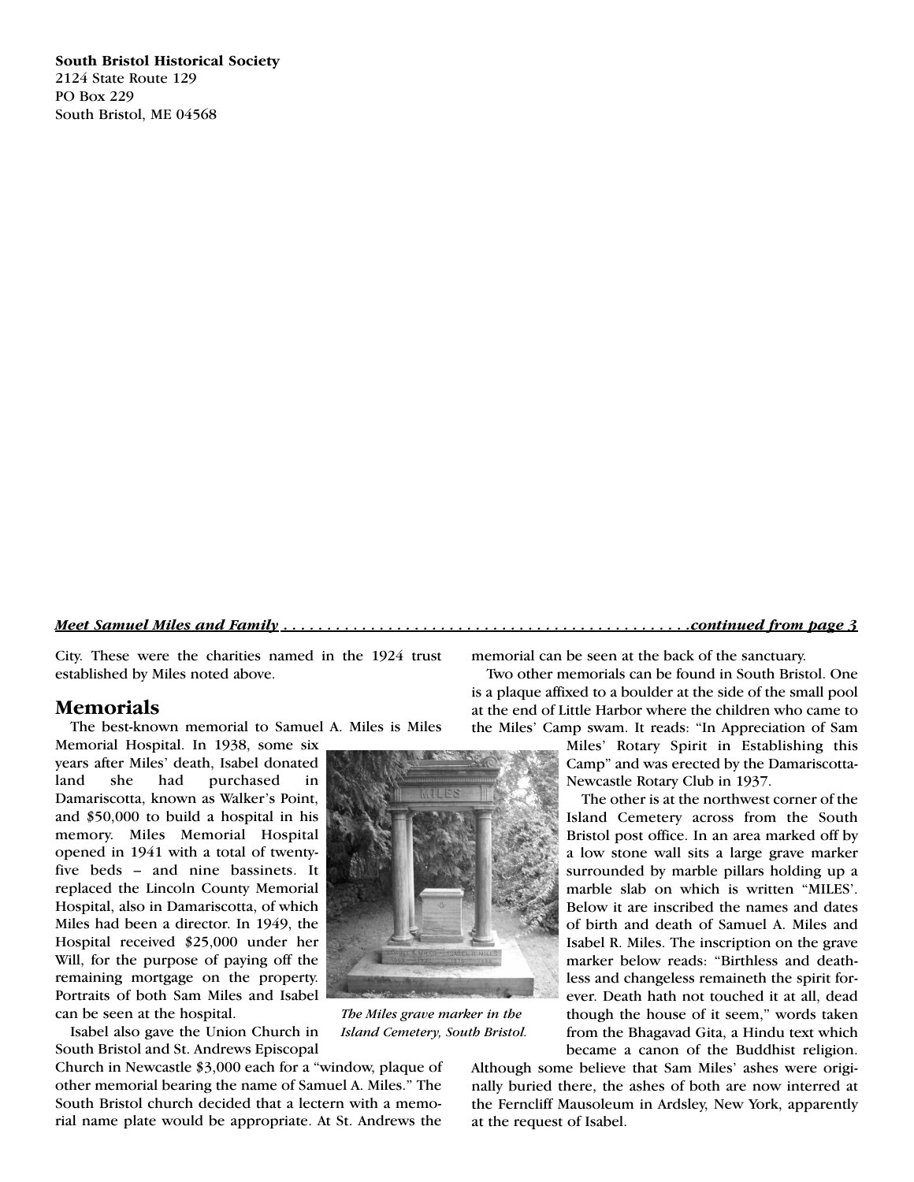South Bristol Historical Society
2124 State Route 129
PO Box 229
South Bristol, ME 04568

***Meet Samuel Miles and Family . . . continued from page 3***

City. These were the charities named in the 1924 trust established by Miles noted above.

## Memorials

The best-known memorial to Samuel A. Miles is Miles Memorial Hospital. In 1938, some six years after Miles' death, Isabel donated land she had purchased in Damariscotta, known as Walker's Point, and $50,000 to build a hospital in his memory. Miles Memorial Hospital opened in 1941 with a total of twenty-five beds – and nine bassinets. It replaced the Lincoln County Memorial Hospital, also in Damariscotta, of which Miles had been a director. In 1949, the Hospital received $25,000 under her Will, for the purpose of paying off the remaining mortgage on the property. Portraits of both Sam Miles and Isabel can be seen at the hospital.

Isabel also gave the Union Church in South Bristol and St. Andrews Episcopal Church in Newcastle $3,000 each for a "window, plaque of other memorial bearing the name of Samuel A. Miles." The South Bristol church decided that a lectern with a memorial name plate would be appropriate. At St. Andrews the memorial can be seen at the back of the sanctuary.

*The Miles grave marker in the Island Cemetery, South Bristol.*

Two other memorials can be found in South Bristol. One is a plaque affixed to a boulder at the side of the small pool at the end of Little Harbor where the children who came to the Miles' Camp swam. It reads: "In Appreciation of Sam Miles' Rotary Spirit in Establishing this Camp" and was erected by the Damariscotta-Newcastle Rotary Club in 1937.

The other is at the northwest corner of the Island Cemetery across from the South Bristol post office. In an area marked off by a low stone wall sits a large grave marker surrounded by marble pillars holding up a marble slab on which is written "MILES'. Below it are inscribed the names and dates of birth and death of Samuel A. Miles and Isabel R. Miles. The inscription on the grave marker below reads: "Birthless and deathless and changeless remaineth the spirit forever. Death hath not touched it at all, dead though the house of it seem," words taken from the Bhagavad Gita, a Hindu text which became a canon of the Buddhist religion. Although some believe that Sam Miles' ashes were originally buried there, the ashes of both are now interred at the Ferncliff Mausoleum in Ardsley, New York, apparently at the request of Isabel.